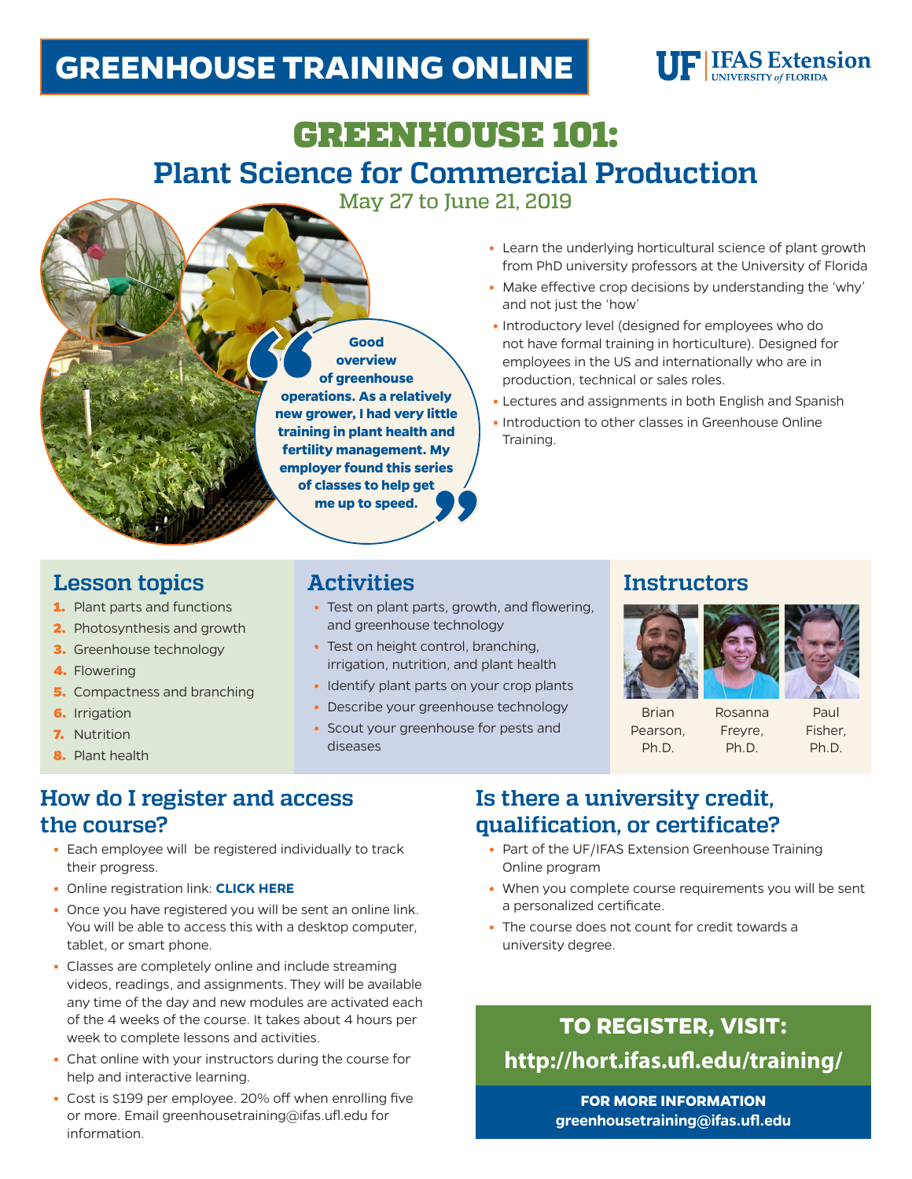# GREENHOUSE TRAINING ONLINE

UF | IFAS Extension
UNIVERSITY of FLORIDA

# GREENHOUSE 101:

## Plant Science for Commercial Production

May 27 to June 21, 2019

**"Good overview of greenhouse operations. As a relatively new grower, I had very little training in plant health and fertility management. My employer found this series of classes to help get me up to speed."**

- Learn the underlying horticultural science of plant growth from PhD university professors at the University of Florida
- Make effective crop decisions by understanding the 'why' and not just the 'how'
- Introductory level (designed for employees who do not have formal training in horticulture). Designed for employees in the US and internationally who are in production, technical or sales roles.
- Lectures and assignments in both English and Spanish
- Introduction to other classes in Greenhouse Online Training.

## Lesson topics

1. Plant parts and functions
2. Photosynthesis and growth
3. Greenhouse technology
4. Flowering
5. Compactness and branching
6. Irrigation
7. Nutrition
8. Plant health

## Activities

- Test on plant parts, growth, and flowering, and greenhouse technology
- Test on height control, branching, irrigation, nutrition, and plant health
- Identify plant parts on your crop plants
- Describe your greenhouse technology
- Scout your greenhouse for pests and diseases

## Instructors

Brian Pearson, Ph.D.

Rosanna Freyre, Ph.D.

Paul Fisher, Ph.D.

## How do I register and access the course?

- Each employee will be registered individually to track their progress.
- Online registration link: **CLICK HERE**
- Once you have registered you will be sent an online link. You will be able to access this with a desktop computer, tablet, or smart phone.
- Classes are completely online and include streaming videos, readings, and assignments. They will be available any time of the day and new modules are activated each of the 4 weeks of the course. It takes about 4 hours per week to complete lessons and activities.
- Chat online with your instructors during the course for help and interactive learning.
- Cost is $199 per employee. 20% off when enrolling five or more. Email greenhousetraining@ifas.ufl.edu for information.

## Is there a university credit, qualification, or certificate?

- Part of the UF/IFAS Extension Greenhouse Training Online program
- When you complete course requirements you will be sent a personalized certificate.
- The course does not count for credit towards a university degree.

**TO REGISTER, VISIT:**
**http://hort.ifas.ufl.edu/training/**

**FOR MORE INFORMATION**
**greenhousetraining@ifas.ufl.edu**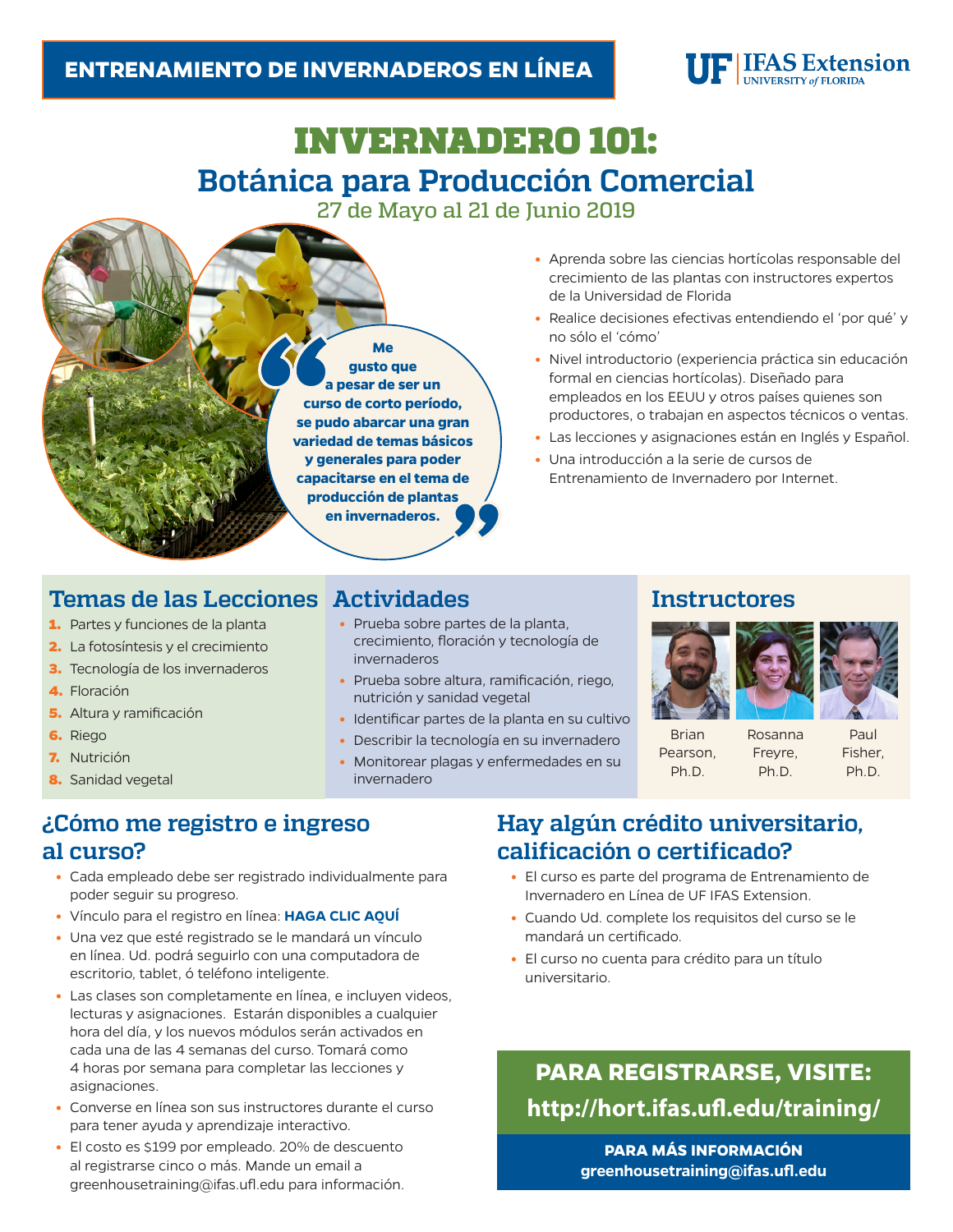ENTRENAMIENTO DE INVERNADEROS EN LÍNEA

UF | IFAS Extension
UNIVERSITY of FLORIDA

# INVERNADERO 101:

## Botánica para Producción Comercial

27 de Mayo al 21 de Junio 2019

> **Me gusto que a pesar de ser un curso de corto período, se pudo abarcar una gran variedad de temas básicos y generales para poder capacitarse en el tema de producción de plantas en invernaderos.**

- Aprenda sobre las ciencias hortícolas responsable del crecimiento de las plantas con instructores expertos de la Universidad de Florida
- Realice decisiones efectivas entendiendo el 'por qué' y no sólo el 'cómo'
- Nivel introductorio (experiencia práctica sin educación formal en ciencias hortícolas). Diseñado para empleados en los EEUU y otros países quienes son productores, o trabajan en aspectos técnicos o ventas.
- Las lecciones y asignaciones están en Inglés y Español.
- Una introducción a la serie de cursos de Entrenamiento de Invernadero por Internet.

## Temas de las Lecciones

1. Partes y funciones de la planta
2. La fotosíntesis y el crecimiento
3. Tecnología de los invernaderos
4. Floración
5. Altura y ramificación
6. Riego
7. Nutrición
8. Sanidad vegetal

## Actividades

- Prueba sobre partes de la planta, crecimiento, floración y tecnología de invernaderos
- Prueba sobre altura, ramificación, riego, nutrición y sanidad vegetal
- Identificar partes de la planta en su cultivo
- Describir la tecnología en su invernadero
- Monitorear plagas y enfermedades en su invernadero

## Instructores

Brian Pearson, Ph.D.

Rosanna Freyre, Ph.D.

Paul Fisher, Ph.D.

## ¿Cómo me registro e ingreso al curso?

- Cada empleado debe ser registrado individualmente para poder seguir su progreso.
- Vínculo para el registro en línea: **HAGA CLIC AQUÍ**
- Una vez que esté registrado se le mandará un vínculo en línea. Ud. podrá seguirlo con una computadora de escritorio, tablet, ó teléfono inteligente.
- Las clases son completamente en línea, e incluyen videos, lecturas y asignaciones. Estarán disponibles a cualquier hora del día, y los nuevos módulos serán activados en cada una de las 4 semanas del curso. Tomará como 4 horas por semana para completar las lecciones y asignaciones.
- Converse en línea son sus instructores durante el curso para tener ayuda y aprendizaje interactivo.
- El costo es $199 por empleado. 20% de descuento al registrarse cinco o más. Mande un email a greenhousetraining@ifas.ufl.edu para información.

## Hay algún crédito universitario, calificación o certificado?

- El curso es parte del programa de Entrenamiento de Invernadero en Línea de UF IFAS Extension.
- Cuando Ud. complete los requisitos del curso se le mandará un certificado.
- El curso no cuenta para crédito para un título universitario.

**PARA REGISTRARSE, VISITE:**
**http://hort.ifas.ufl.edu/training/**

**PARA MÁS INFORMACIÓN**
**greenhousetraining@ifas.ufl.edu**